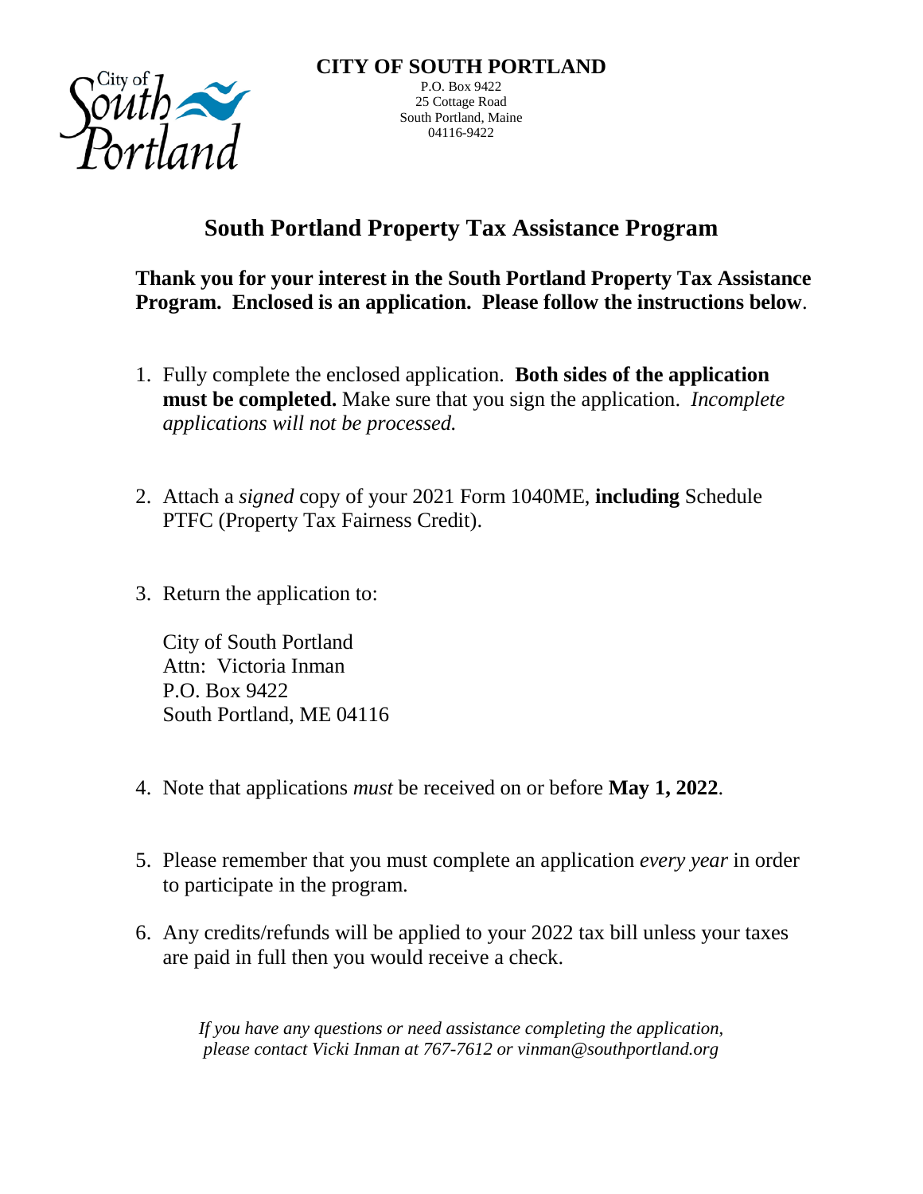**CITY OF SOUTH PORTLAND**

P.O. Box 9422
25 Cottage Road
South Portland, Maine
04116-9422

# South Portland Property Tax Assistance Program

**Thank you for your interest in the South Portland Property Tax Assistance Program. Enclosed is an application. Please follow the instructions below**.

1. Fully complete the enclosed application. **Both sides of the application must be completed.** Make sure that you sign the application. *Incomplete applications will not be processed.*

2. Attach a *signed* copy of your 2021 Form 1040ME, **including** Schedule PTFC (Property Tax Fairness Credit).

3. Return the application to:

   City of South Portland
   Attn: Victoria Inman
   P.O. Box 9422
   South Portland, ME 04116

4. Note that applications *must* be received on or before **May 1, 2022**.

5. Please remember that you must complete an application *every year* in order to participate in the program.

6. Any credits/refunds will be applied to your 2022 tax bill unless your taxes are paid in full then you would receive a check.

*If you have any questions or need assistance completing the application, please contact Vicki Inman at 767-7612 or vinman@southportland.org*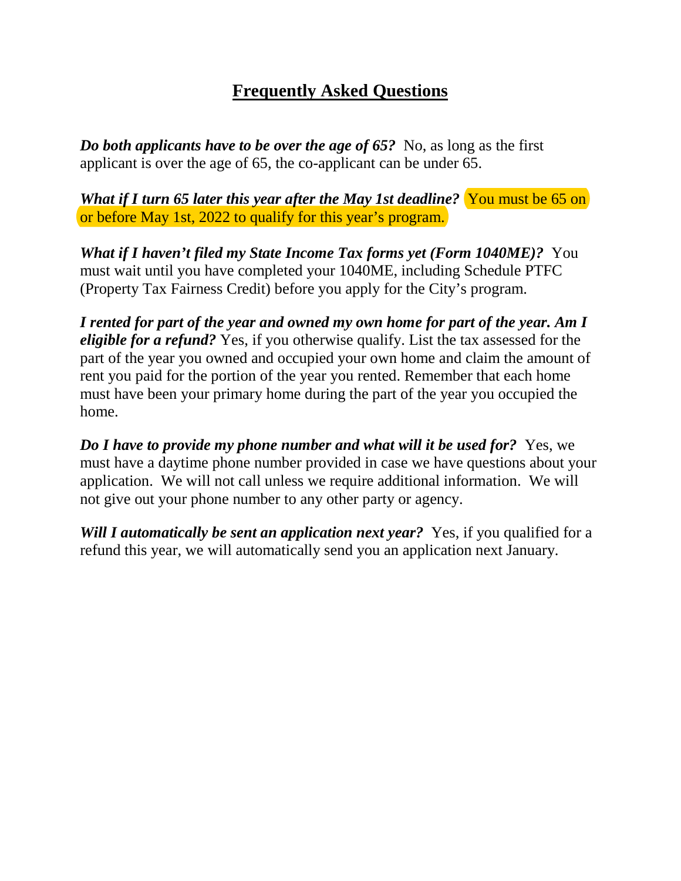# Frequently Asked Questions

***Do both applicants have to be over the age of 65?*** No, as long as the first applicant is over the age of 65, the co-applicant can be under 65.

***What if I turn 65 later this year after the May 1st deadline?*** You must be 65 on or before May 1st, 2022 to qualify for this year's program.

***What if I haven't filed my State Income Tax forms yet (Form 1040ME)?*** You must wait until you have completed your 1040ME, including Schedule PTFC (Property Tax Fairness Credit) before you apply for the City's program.

***I rented for part of the year and owned my own home for part of the year. Am I eligible for a refund?*** Yes, if you otherwise qualify. List the tax assessed for the part of the year you owned and occupied your own home and claim the amount of rent you paid for the portion of the year you rented. Remember that each home must have been your primary home during the part of the year you occupied the home.

***Do I have to provide my phone number and what will it be used for?*** Yes, we must have a daytime phone number provided in case we have questions about your application. We will not call unless we require additional information. We will not give out your phone number to any other party or agency.

***Will I automatically be sent an application next year?*** Yes, if you qualified for a refund this year, we will automatically send you an application next January.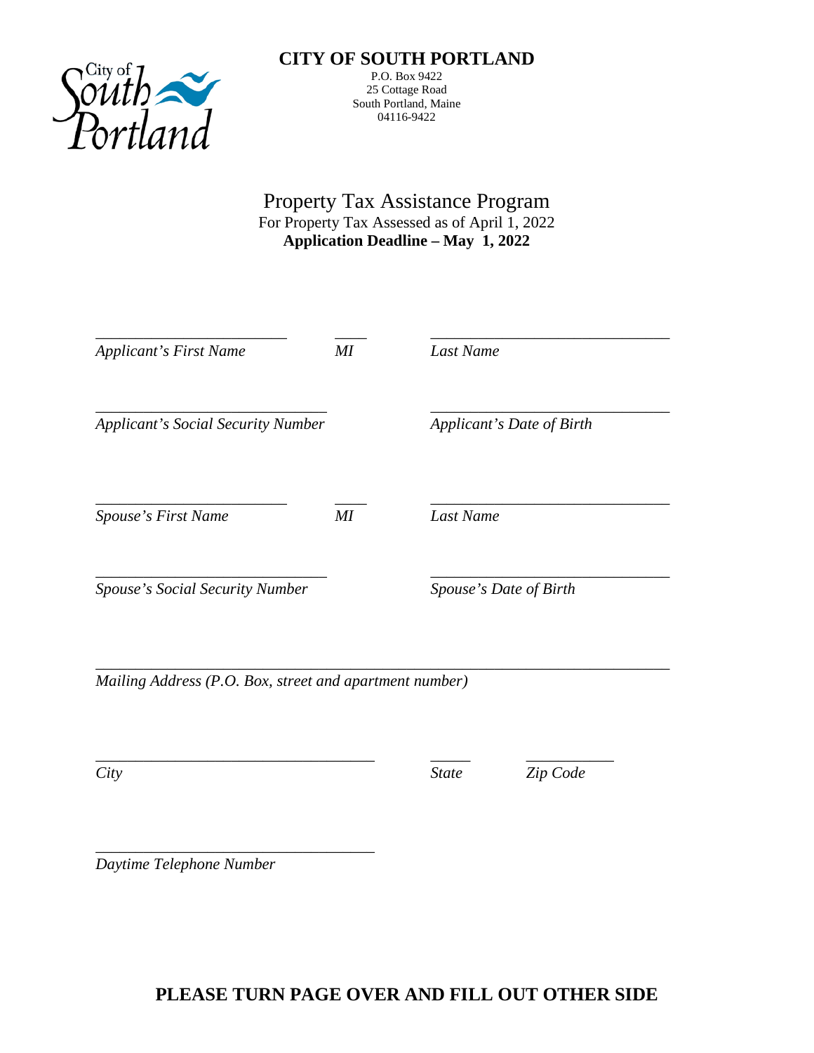# CITY OF SOUTH PORTLAND

P.O. Box 9422
25 Cottage Road
South Portland, Maine
04116-9422

## Property Tax Assistance Program

For Property Tax Assessed as of April 1, 2022
**Application Deadline – May 1, 2022**

________________________ ____ ______________________________
*Applicant's First Name* *MI* *Last Name*

_____________________________ ______________________________
*Applicant's Social Security Number* *Applicant's Date of Birth*

________________________ ____ ______________________________
*Spouse's First Name* *MI* *Last Name*

_____________________________ ______________________________
*Spouse's Social Security Number* *Spouse's Date of Birth*

________________________________________________________________________
*Mailing Address (P.O. Box, street and apartment number)*

___________________________________ _____ ___________
*City* *State* *Zip Code*

___________________________________
*Daytime Telephone Number*

**PLEASE TURN PAGE OVER AND FILL OUT OTHER SIDE**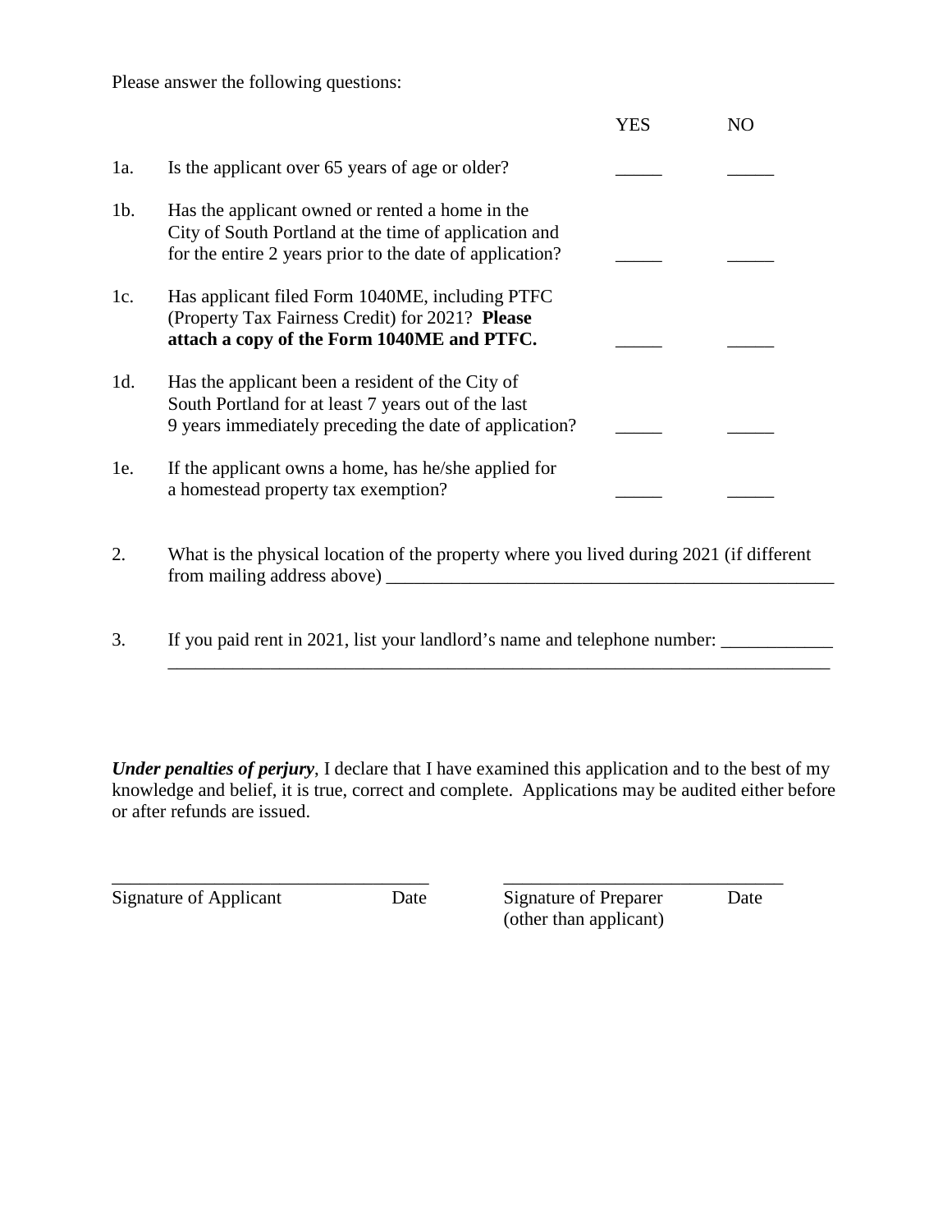Please answer the following questions:

| | | YES | NO |
|---|---|---|---|
| 1a. | Is the applicant over 65 years of age or older? | _____ | _____ |
| 1b. | Has the applicant owned or rented a home in the City of South Portland at the time of application and for the entire 2 years prior to the date of application? | _____ | _____ |
| 1c. | Has applicant filed Form 1040ME, including PTFC (Property Tax Fairness Credit) for 2021? **Please attach a copy of the Form 1040ME and PTFC.** | _____ | _____ |
| 1d. | Has the applicant been a resident of the City of South Portland for at least 7 years out of the last 9 years immediately preceding the date of application? | _____ | _____ |
| 1e. | If the applicant owns a home, has he/she applied for a homestead property tax exemption? | _____ | _____ |

2. What is the physical location of the property where you lived during 2021 (if different from mailing address above) ______________________________________________

3. If you paid rent in 2021, list your landlord's name and telephone number: ____________ __________________________________________________________________________

***Under penalties of perjury***, I declare that I have examined this application and to the best of my knowledge and belief, it is true, correct and complete. Applications may be audited either before or after refunds are issued.

___________________________________ Signature of Applicant Date

_______________________________ Signature of Preparer (other than applicant) Date